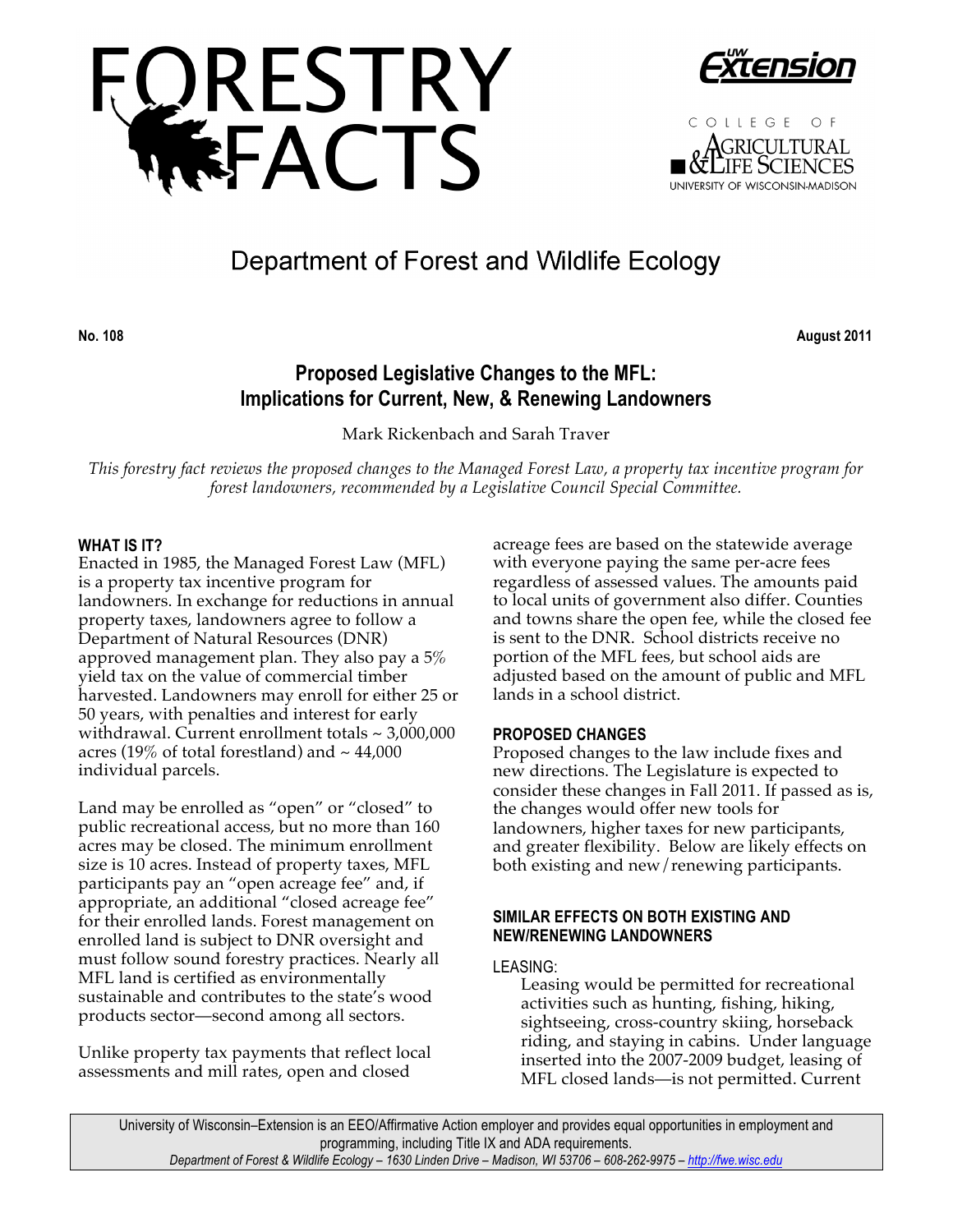# FORESTRY FACTS

UW Extension

College of Agricultural & Life Sciences
University of Wisconsin-Madison

## Department of Forest and Wildlife Ecology

**No. 108** **August 2011**

## Proposed Legislative Changes to the MFL: Implications for Current, New, & Renewing Landowners

Mark Rickenbach and Sarah Traver

*This forestry fact reviews the proposed changes to the Managed Forest Law, a property tax incentive program for forest landowners, recommended by a Legislative Council Special Committee.*

### WHAT IS IT?

Enacted in 1985, the Managed Forest Law (MFL) is a property tax incentive program for landowners. In exchange for reductions in annual property taxes, landowners agree to follow a Department of Natural Resources (DNR) approved management plan. They also pay a 5% yield tax on the value of commercial timber harvested. Landowners may enroll for either 25 or 50 years, with penalties and interest for early withdrawal. Current enrollment totals ~ 3,000,000 acres (19% of total forestland) and ~ 44,000 individual parcels.

Land may be enrolled as "open" or "closed" to public recreational access, but no more than 160 acres may be closed. The minimum enrollment size is 10 acres. Instead of property taxes, MFL participants pay an "open acreage fee" and, if appropriate, an additional "closed acreage fee" for their enrolled lands. Forest management on enrolled land is subject to DNR oversight and must follow sound forestry practices. Nearly all MFL land is certified as environmentally sustainable and contributes to the state's wood products sector—second among all sectors.

Unlike property tax payments that reflect local assessments and mill rates, open and closed acreage fees are based on the statewide average with everyone paying the same per-acre fees regardless of assessed values. The amounts paid to local units of government also differ. Counties and towns share the open fee, while the closed fee is sent to the DNR. School districts receive no portion of the MFL fees, but school aids are adjusted based on the amount of public and MFL lands in a school district.

### PROPOSED CHANGES

Proposed changes to the law include fixes and new directions. The Legislature is expected to consider these changes in Fall 2011. If passed as is, the changes would offer new tools for landowners, higher taxes for new participants, and greater flexibility. Below are likely effects on both existing and new/renewing participants.

### SIMILAR EFFECTS ON BOTH EXISTING AND NEW/RENEWING LANDOWNERS

LEASING:

Leasing would be permitted for recreational activities such as hunting, fishing, hiking, sightseeing, cross-country skiing, horseback riding, and staying in cabins. Under language inserted into the 2007-2009 budget, leasing of MFL closed lands—is not permitted. Current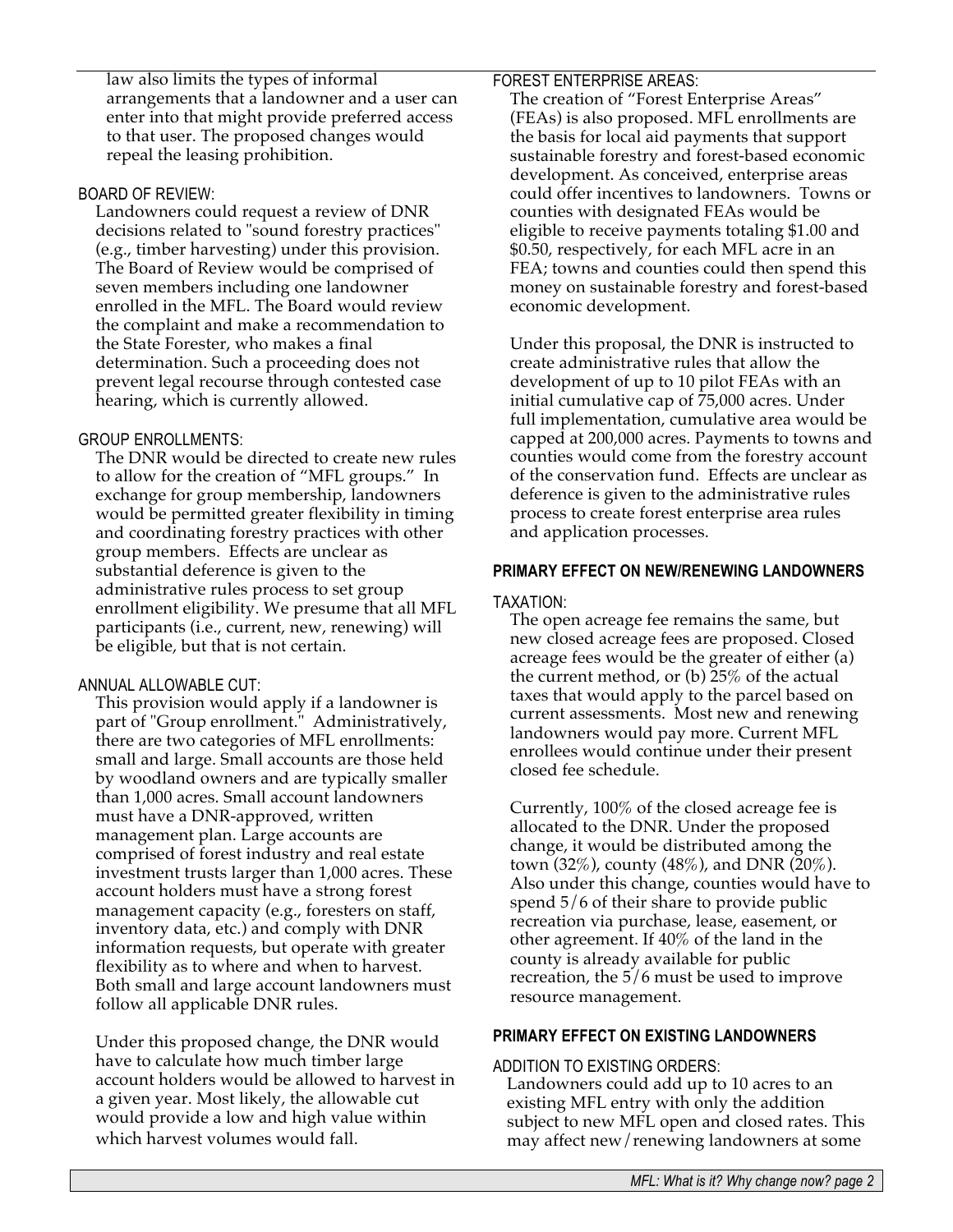law also limits the types of informal arrangements that a landowner and a user can enter into that might provide preferred access to that user. The proposed changes would repeal the leasing prohibition.

BOARD OF REVIEW:

Landowners could request a review of DNR decisions related to "sound forestry practices" (e.g., timber harvesting) under this provision. The Board of Review would be comprised of seven members including one landowner enrolled in the MFL. The Board would review the complaint and make a recommendation to the State Forester, who makes a final determination. Such a proceeding does not prevent legal recourse through contested case hearing, which is currently allowed.

GROUP ENROLLMENTS:

The DNR would be directed to create new rules to allow for the creation of "MFL groups." In exchange for group membership, landowners would be permitted greater flexibility in timing and coordinating forestry practices with other group members. Effects are unclear as substantial deference is given to the administrative rules process to set group enrollment eligibility. We presume that all MFL participants (i.e., current, new, renewing) will be eligible, but that is not certain.

ANNUAL ALLOWABLE CUT:

This provision would apply if a landowner is part of "Group enrollment." Administratively, there are two categories of MFL enrollments: small and large. Small accounts are those held by woodland owners and are typically smaller than 1,000 acres. Small account landowners must have a DNR-approved, written management plan. Large accounts are comprised of forest industry and real estate investment trusts larger than 1,000 acres. These account holders must have a strong forest management capacity (e.g., foresters on staff, inventory data, etc.) and comply with DNR information requests, but operate with greater flexibility as to where and when to harvest. Both small and large account landowners must follow all applicable DNR rules.

Under this proposed change, the DNR would have to calculate how much timber large account holders would be allowed to harvest in a given year. Most likely, the allowable cut would provide a low and high value within which harvest volumes would fall.

FOREST ENTERPRISE AREAS:

The creation of "Forest Enterprise Areas" (FEAs) is also proposed. MFL enrollments are the basis for local aid payments that support sustainable forestry and forest-based economic development. As conceived, enterprise areas could offer incentives to landowners. Towns or counties with designated FEAs would be eligible to receive payments totaling $1.00 and $0.50, respectively, for each MFL acre in an FEA; towns and counties could then spend this money on sustainable forestry and forest-based economic development.

Under this proposal, the DNR is instructed to create administrative rules that allow the development of up to 10 pilot FEAs with an initial cumulative cap of 75,000 acres. Under full implementation, cumulative area would be capped at 200,000 acres. Payments to towns and counties would come from the forestry account of the conservation fund. Effects are unclear as deference is given to the administrative rules process to create forest enterprise area rules and application processes.

**PRIMARY EFFECT ON NEW/RENEWING LANDOWNERS**

TAXATION:

The open acreage fee remains the same, but new closed acreage fees are proposed. Closed acreage fees would be the greater of either (a) the current method, or (b) 25% of the actual taxes that would apply to the parcel based on current assessments. Most new and renewing landowners would pay more. Current MFL enrollees would continue under their present closed fee schedule.

Currently, 100% of the closed acreage fee is allocated to the DNR. Under the proposed change, it would be distributed among the town (32%), county (48%), and DNR (20%). Also under this change, counties would have to spend 5/6 of their share to provide public recreation via purchase, lease, easement, or other agreement. If 40% of the land in the county is already available for public recreation, the 5/6 must be used to improve resource management.

**PRIMARY EFFECT ON EXISTING LANDOWNERS**

ADDITION TO EXISTING ORDERS:

Landowners could add up to 10 acres to an existing MFL entry with only the addition subject to new MFL open and closed rates. This may affect new/renewing landowners at some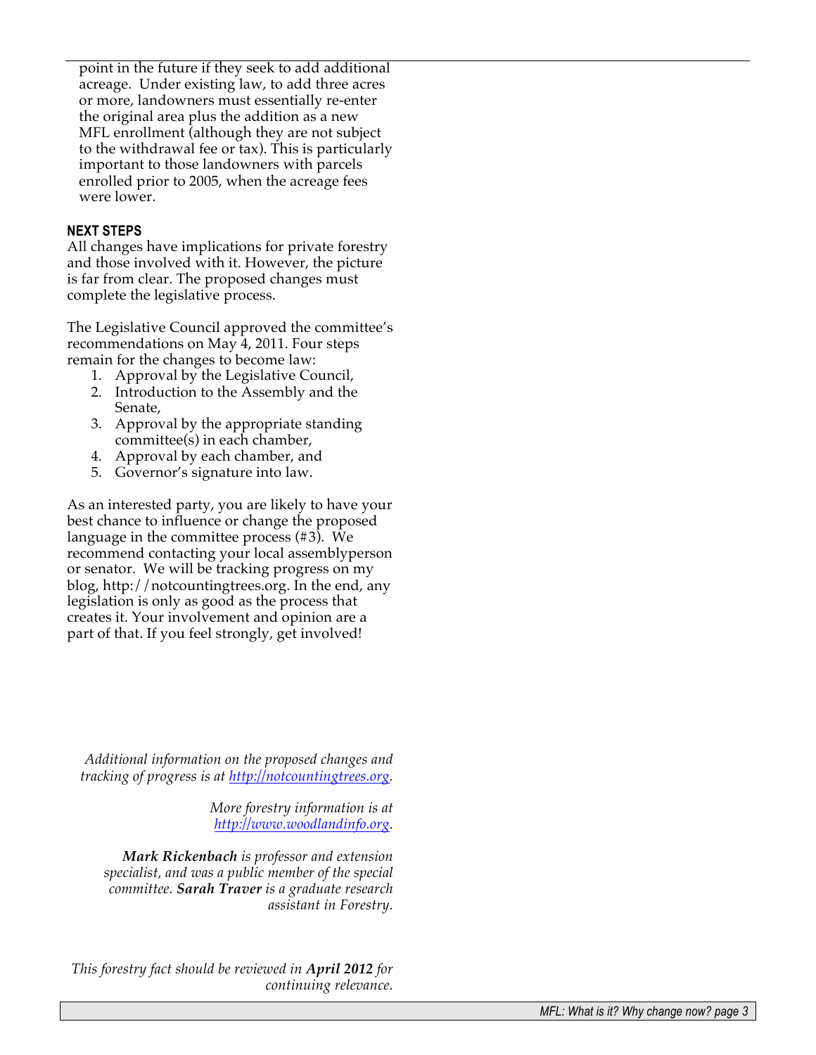point in the future if they seek to add additional acreage. Under existing law, to add three acres or more, landowners must essentially re-enter the original area plus the addition as a new MFL enrollment (although they are not subject to the withdrawal fee or tax). This is particularly important to those landowners with parcels enrolled prior to 2005, when the acreage fees were lower.

### NEXT STEPS

All changes have implications for private forestry and those involved with it. However, the picture is far from clear. The proposed changes must complete the legislative process.

The Legislative Council approved the committee's recommendations on May 4, 2011. Four steps remain for the changes to become law:

1. Approval by the Legislative Council,
2. Introduction to the Assembly and the Senate,
3. Approval by the appropriate standing committee(s) in each chamber,
4. Approval by each chamber, and
5. Governor's signature into law.

As an interested party, you are likely to have your best chance to influence or change the proposed language in the committee process (#3). We recommend contacting your local assemblyperson or senator. We will be tracking progress on my blog, http://notcountingtrees.org. In the end, any legislation is only as good as the process that creates it. Your involvement and opinion are a part of that. If you feel strongly, get involved!

*Additional information on the proposed changes and tracking of progress is at [http://notcountingtrees.org](http://notcountingtrees.org).*

*More forestry information is at [http://www.woodlandinfo.org](http://www.woodlandinfo.org).*

***Mark Rickenbach*** *is professor and extension specialist, and was a public member of the special committee.* ***Sarah Traver*** *is a graduate research assistant in Forestry.*

*This forestry fact should be reviewed in* ***April 2012*** *for continuing relevance.*